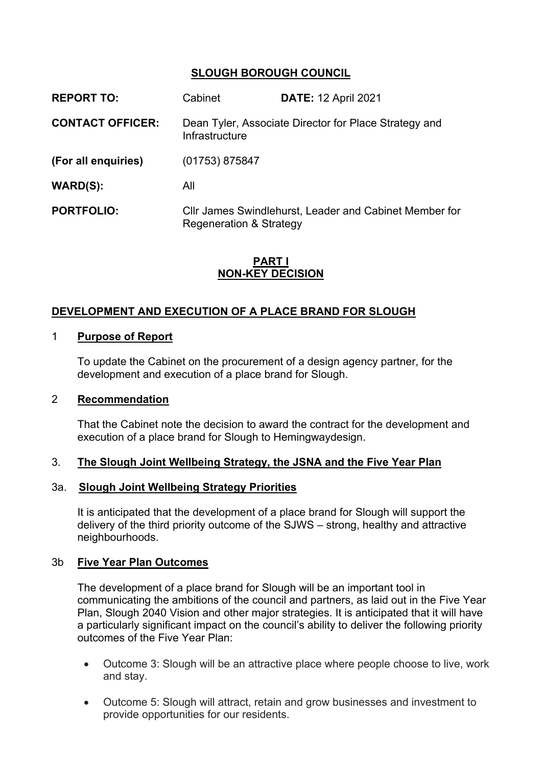# SLOUGH BOROUGH COUNCIL

**REPORT TO:** Cabinet **DATE:** 12 April 2021

**CONTACT OFFICER:** Dean Tyler, Associate Director for Place Strategy and Infrastructure

**(For all enquiries)** (01753) 875847

**WARD(S):** All

**PORTFOLIO:** Cllr James Swindlehurst, Leader and Cabinet Member for Regeneration & Strategy

**PART I**
**NON-KEY DECISION**

## DEVELOPMENT AND EXECUTION OF A PLACE BRAND FOR SLOUGH

### 1 Purpose of Report

To update the Cabinet on the procurement of a design agency partner, for the development and execution of a place brand for Slough.

### 2 Recommendation

That the Cabinet note the decision to award the contract for the development and execution of a place brand for Slough to Hemingwaydesign.

### 3. The Slough Joint Wellbeing Strategy, the JSNA and the Five Year Plan

#### 3a. Slough Joint Wellbeing Strategy Priorities

It is anticipated that the development of a place brand for Slough will support the delivery of the third priority outcome of the SJWS – strong, healthy and attractive neighbourhoods.

#### 3b Five Year Plan Outcomes

The development of a place brand for Slough will be an important tool in communicating the ambitions of the council and partners, as laid out in the Five Year Plan, Slough 2040 Vision and other major strategies. It is anticipated that it will have a particularly significant impact on the council's ability to deliver the following priority outcomes of the Five Year Plan:

- Outcome 3: Slough will be an attractive place where people choose to live, work and stay.
- Outcome 5: Slough will attract, retain and grow businesses and investment to provide opportunities for our residents.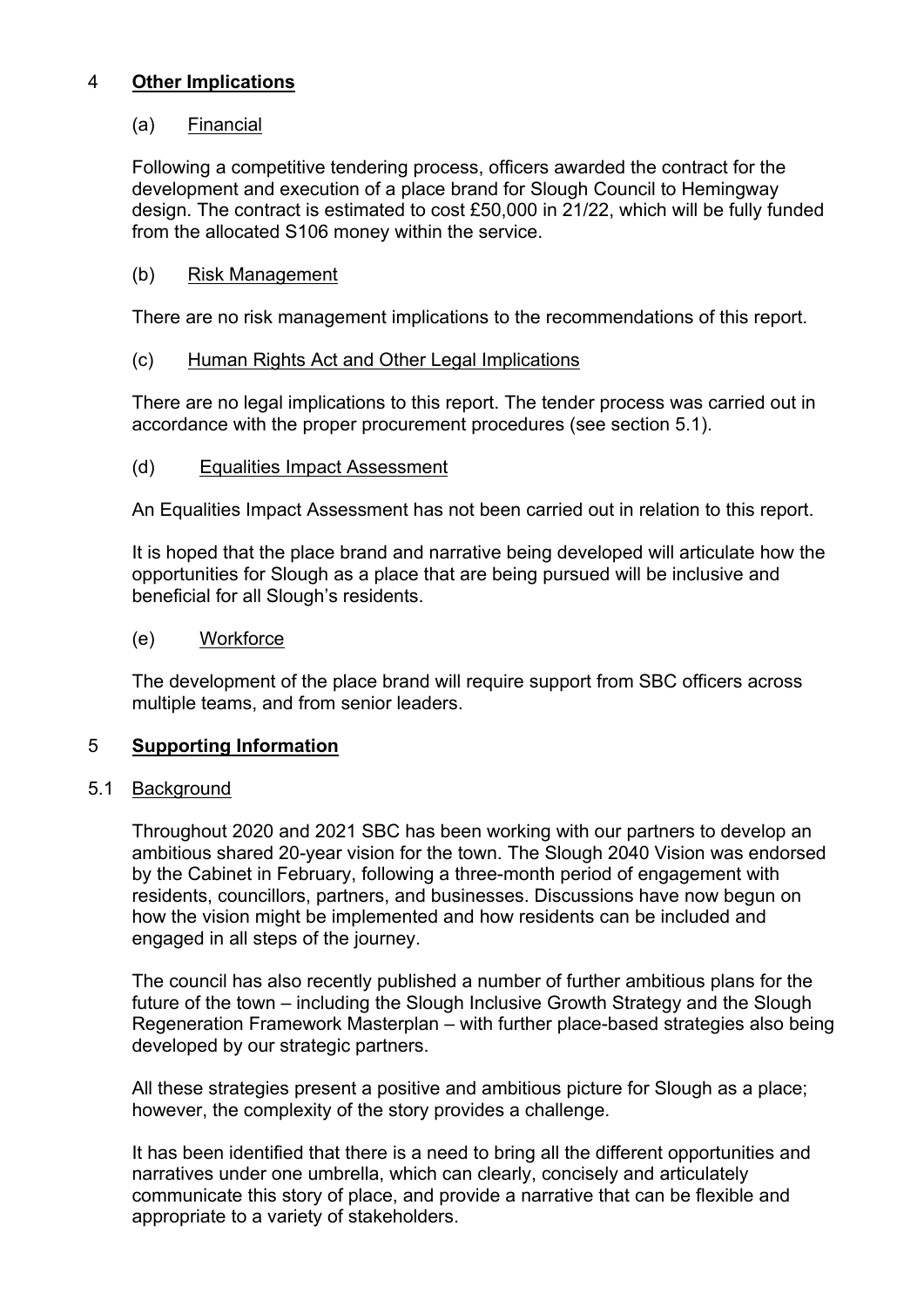## 4 **Other Implications**

### (a) Financial

Following a competitive tendering process, officers awarded the contract for the development and execution of a place brand for Slough Council to Hemingway design. The contract is estimated to cost £50,000 in 21/22, which will be fully funded from the allocated S106 money within the service.

### (b) Risk Management

There are no risk management implications to the recommendations of this report.

### (c) Human Rights Act and Other Legal Implications

There are no legal implications to this report. The tender process was carried out in accordance with the proper procurement procedures (see section 5.1).

### (d) Equalities Impact Assessment

An Equalities Impact Assessment has not been carried out in relation to this report.

It is hoped that the place brand and narrative being developed will articulate how the opportunities for Slough as a place that are being pursued will be inclusive and beneficial for all Slough's residents.

### (e) Workforce

The development of the place brand will require support from SBC officers across multiple teams, and from senior leaders.

## 5 **Supporting Information**

### 5.1 Background

Throughout 2020 and 2021 SBC has been working with our partners to develop an ambitious shared 20-year vision for the town. The Slough 2040 Vision was endorsed by the Cabinet in February, following a three-month period of engagement with residents, councillors, partners, and businesses. Discussions have now begun on how the vision might be implemented and how residents can be included and engaged in all steps of the journey.

The council has also recently published a number of further ambitious plans for the future of the town – including the Slough Inclusive Growth Strategy and the Slough Regeneration Framework Masterplan – with further place-based strategies also being developed by our strategic partners.

All these strategies present a positive and ambitious picture for Slough as a place; however, the complexity of the story provides a challenge.

It has been identified that there is a need to bring all the different opportunities and narratives under one umbrella, which can clearly, concisely and articulately communicate this story of place, and provide a narrative that can be flexible and appropriate to a variety of stakeholders.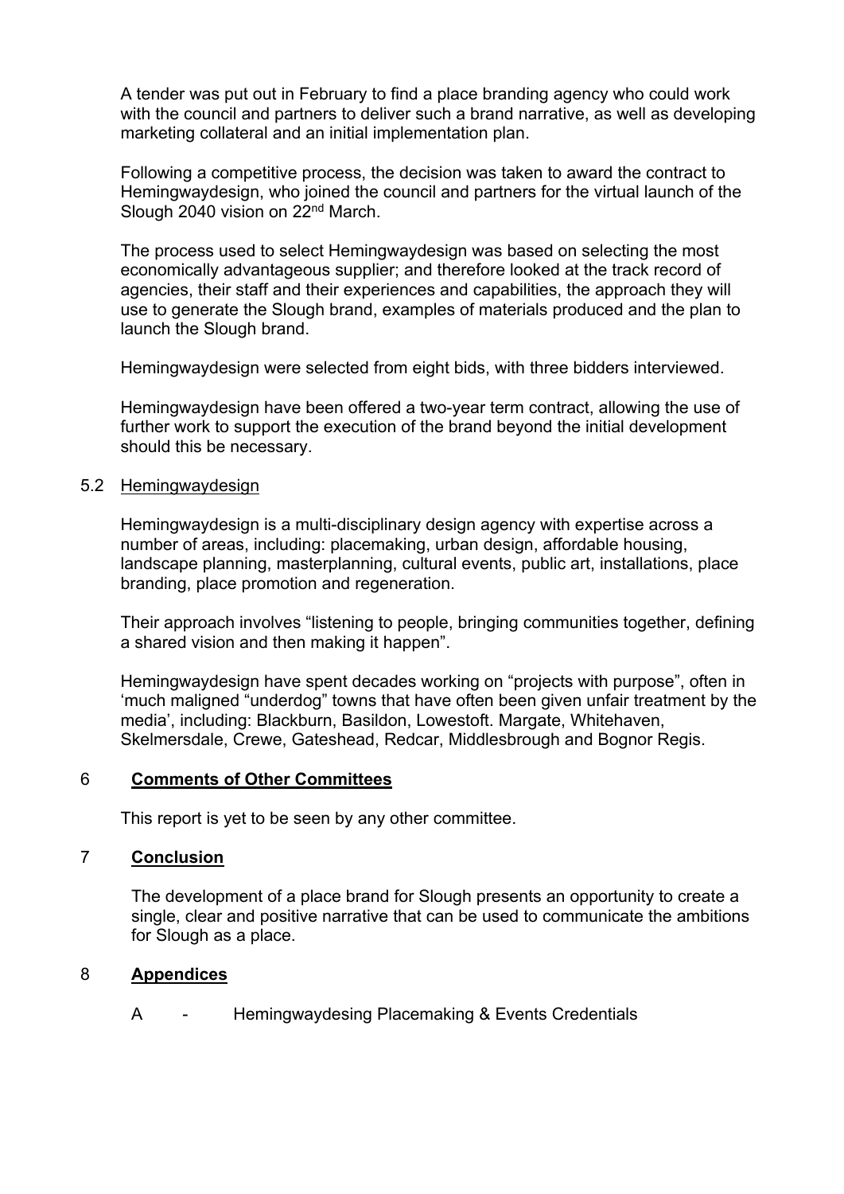A tender was put out in February to find a place branding agency who could work with the council and partners to deliver such a brand narrative, as well as developing marketing collateral and an initial implementation plan.

Following a competitive process, the decision was taken to award the contract to Hemingwaydesign, who joined the council and partners for the virtual launch of the Slough 2040 vision on 22nd March.

The process used to select Hemingwaydesign was based on selecting the most economically advantageous supplier; and therefore looked at the track record of agencies, their staff and their experiences and capabilities, the approach they will use to generate the Slough brand, examples of materials produced and the plan to launch the Slough brand.

Hemingwaydesign were selected from eight bids, with three bidders interviewed.

Hemingwaydesign have been offered a two-year term contract, allowing the use of further work to support the execution of the brand beyond the initial development should this be necessary.

5.2 Hemingwaydesign

Hemingwaydesign is a multi-disciplinary design agency with expertise across a number of areas, including: placemaking, urban design, affordable housing, landscape planning, masterplanning, cultural events, public art, installations, place branding, place promotion and regeneration.

Their approach involves "listening to people, bringing communities together, defining a shared vision and then making it happen".

Hemingwaydesign have spent decades working on "projects with purpose", often in 'much maligned "underdog" towns that have often been given unfair treatment by the media', including: Blackburn, Basildon, Lowestoft. Margate, Whitehaven, Skelmersdale, Crewe, Gateshead, Redcar, Middlesbrough and Bognor Regis.

## 6 Comments of Other Committees

This report is yet to be seen by any other committee.

## 7 Conclusion

The development of a place brand for Slough presents an opportunity to create a single, clear and positive narrative that can be used to communicate the ambitions for Slough as a place.

## 8 Appendices

A - Hemingwaydesing Placemaking & Events Credentials